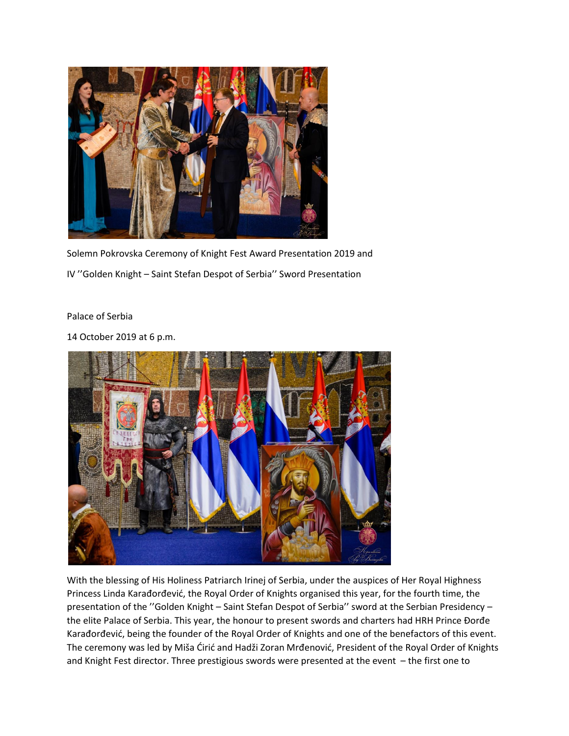Solemn Pokrovska Ceremony of Knight Fest Award Presentation 2019 and

IV ''Golden Knight – Saint Stefan Despot of Serbia'' Sword Presentation

Palace of Serbia

14 October 2019 at 6 p.m.

With the blessing of His Holiness Patriarch Irinej of Serbia, under the auspices of Her Royal Highness Princess Linda Karađorđević, the Royal Order of Knights organised this year, for the fourth time, the presentation of the ''Golden Knight – Saint Stefan Despot of Serbia'' sword at the Serbian Presidency – the elite Palace of Serbia. This year, the honour to present swords and charters had HRH Prince Đorđe Karađorđević, being the founder of the Royal Order of Knights and one of the benefactors of this event. The ceremony was led by Miša Ćirić and Hadži Zoran Mrđenović, President of the Royal Order of Knights and Knight Fest director. Three prestigious swords were presented at the event – the first one to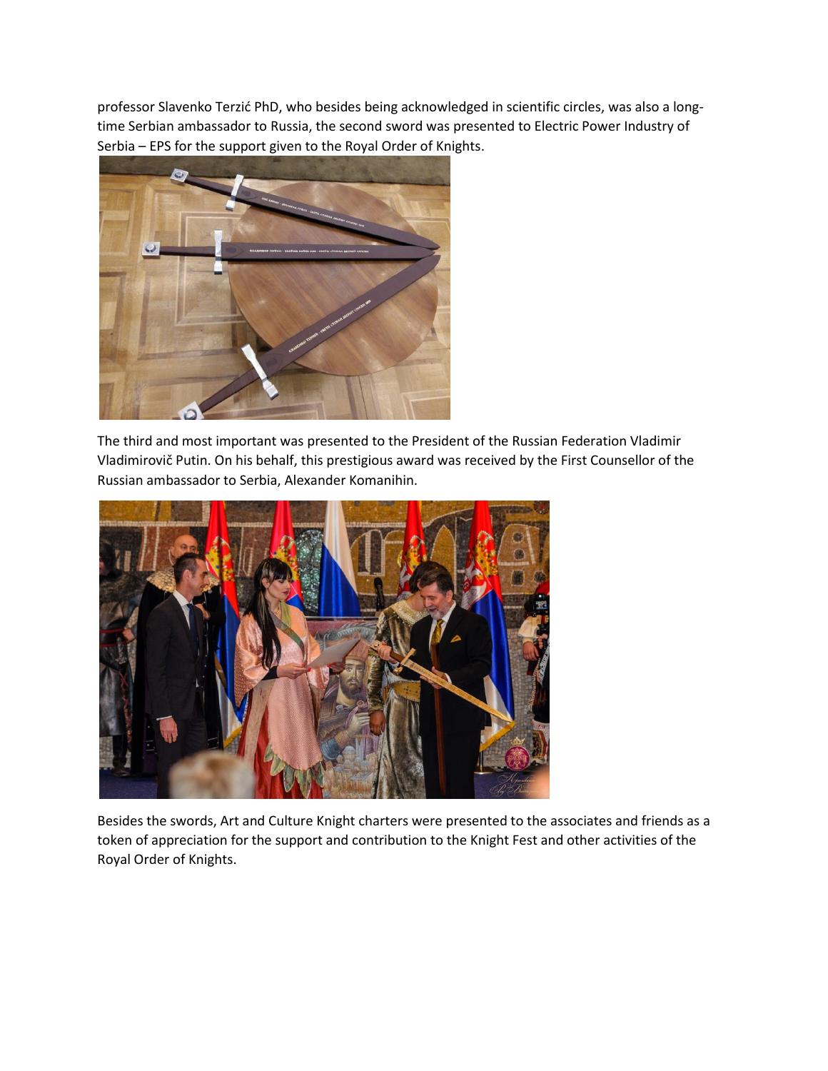professor Slavenko Terzić PhD, who besides being acknowledged in scientific circles, was also a long-time Serbian ambassador to Russia, the second sword was presented to Electric Power Industry of Serbia – EPS for the support given to the Royal Order of Knights.

The third and most important was presented to the President of the Russian Federation Vladimir Vladimirovič Putin. On his behalf, this prestigious award was received by the First Counsellor of the Russian ambassador to Serbia, Alexander Komanihin.

Besides the swords, Art and Culture Knight charters were presented to the associates and friends as a token of appreciation for the support and contribution to the Knight Fest and other activities of the Royal Order of Knights.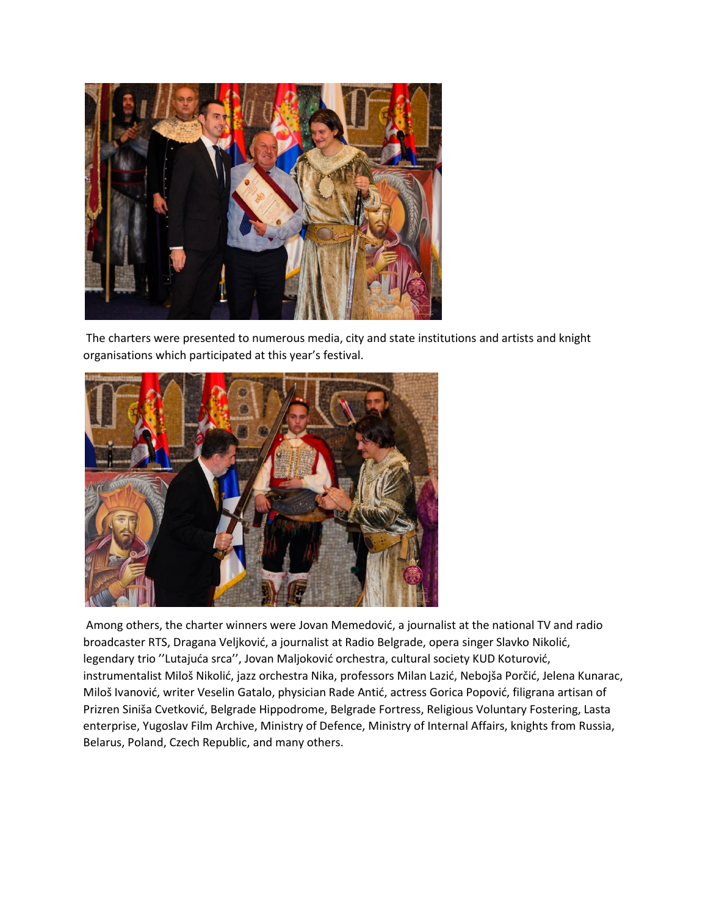The charters were presented to numerous media, city and state institutions and artists and knight organisations which participated at this year's festival.

Among others, the charter winners were Jovan Memedović, a journalist at the national TV and radio broadcaster RTS, Dragana Veljković, a journalist at Radio Belgrade, opera singer Slavko Nikolić, legendary trio ''Lutajuća srca'', Jovan Maljoković orchestra, cultural society KUD Koturović, instrumentalist Miloš Nikolić, jazz orchestra Nika, professors Milan Lazić, Nebojša Porčić, Jelena Kunarac, Miloš Ivanović, writer Veselin Gatalo, physician Rade Antić, actress Gorica Popović, filigrana artisan of Prizren Siniša Cvetković, Belgrade Hippodrome, Belgrade Fortress, Religious Voluntary Fostering, Lasta enterprise, Yugoslav Film Archive, Ministry of Defence, Ministry of Internal Affairs, knights from Russia, Belarus, Poland, Czech Republic, and many others.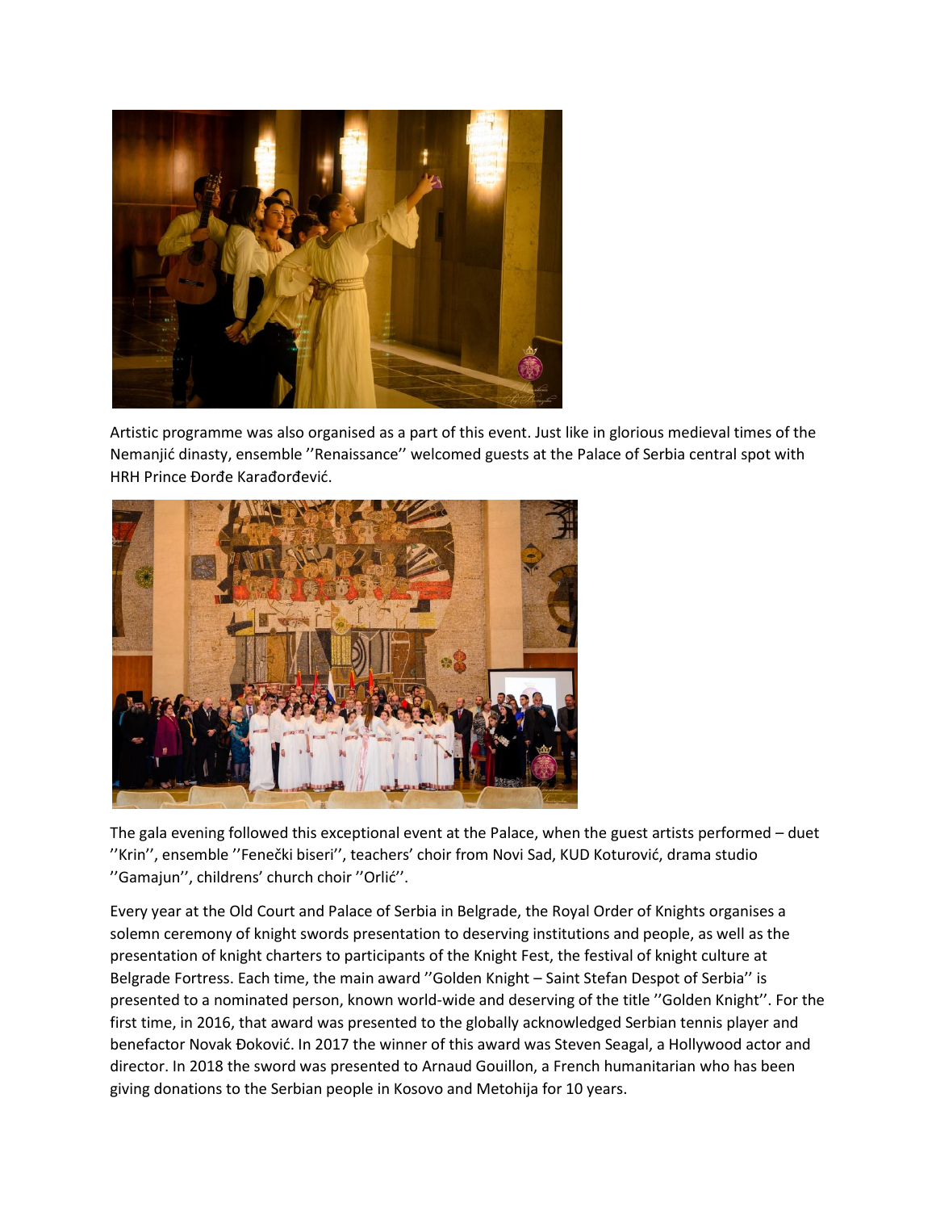Artistic programme was also organised as a part of this event. Just like in glorious medieval times of the Nemanjić dinasty, ensemble ''Renaissance'' welcomed guests at the Palace of Serbia central spot with HRH Prince Đorđe Karađorđević.

The gala evening followed this exceptional event at the Palace, when the guest artists performed – duet ''Krin'', ensemble ''Fenečki biseri'', teachers' choir from Novi Sad, KUD Koturović, drama studio ''Gamajun'', childrens' church choir ''Orlić''.

Every year at the Old Court and Palace of Serbia in Belgrade, the Royal Order of Knights organises a solemn ceremony of knight swords presentation to deserving institutions and people, as well as the presentation of knight charters to participants of the Knight Fest, the festival of knight culture at Belgrade Fortress. Each time, the main award ''Golden Knight – Saint Stefan Despot of Serbia'' is presented to a nominated person, known world-wide and deserving of the title ''Golden Knight''. For the first time, in 2016, that award was presented to the globally acknowledged Serbian tennis player and benefactor Novak Đoković. In 2017 the winner of this award was Steven Seagal, a Hollywood actor and director. In 2018 the sword was presented to Arnaud Gouillon, a French humanitarian who has been giving donations to the Serbian people in Kosovo and Metohija for 10 years.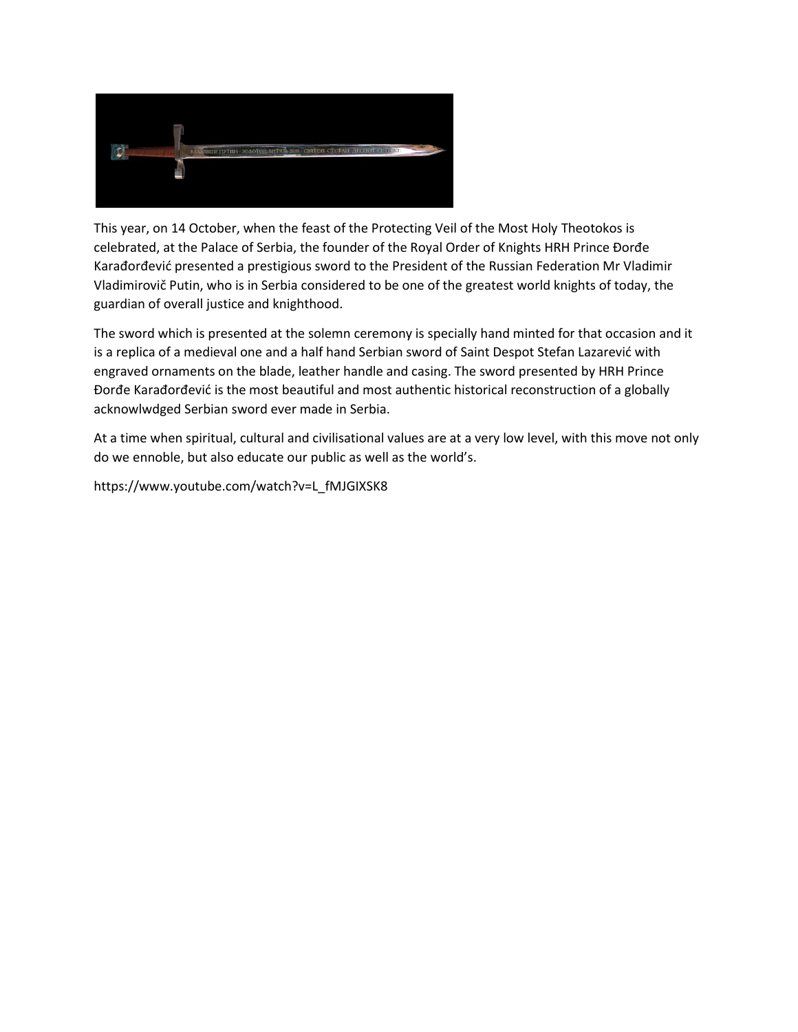This year, on 14 October, when the feast of the Protecting Veil of the Most Holy Theotokos is celebrated, at the Palace of Serbia, the founder of the Royal Order of Knights HRH Prince Đorđe Karađorđević presented a prestigious sword to the President of the Russian Federation Mr Vladimir Vladimirovič Putin, who is in Serbia considered to be one of the greatest world knights of today, the guardian of overall justice and knighthood.

The sword which is presented at the solemn ceremony is specially hand minted for that occasion and it is a replica of a medieval one and a half hand Serbian sword of Saint Despot Stefan Lazarević with engraved ornaments on the blade, leather handle and casing. The sword presented by HRH Prince Đorđe Karađorđević is the most beautiful and most authentic historical reconstruction of a globally acknowlwdged Serbian sword ever made in Serbia.

At a time when spiritual, cultural and civilisational values are at a very low level, with this move not only do we ennoble, but also educate our public as well as the world's.

https://www.youtube.com/watch?v=L_fMJGIXSK8